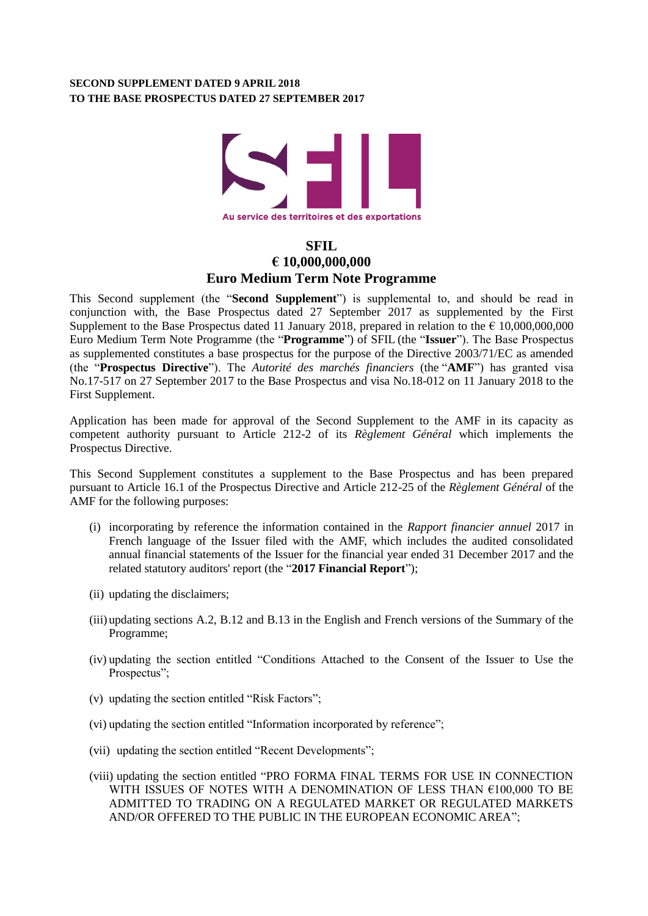**SECOND SUPPLEMENT DATED 9 APRIL 2018**
**TO THE BASE PROSPECTUS DATED 27 SEPTEMBER 2017**

Au service des territoires et des exportations

# SFIL
## € 10,000,000,000
## Euro Medium Term Note Programme

This Second supplement (the "**Second Supplement**") is supplemental to, and should be read in conjunction with, the Base Prospectus dated 27 September 2017 as supplemented by the First Supplement to the Base Prospectus dated 11 January 2018, prepared in relation to the € 10,000,000,000 Euro Medium Term Note Programme (the "**Programme**") of SFIL (the "**Issuer**"). The Base Prospectus as supplemented constitutes a base prospectus for the purpose of the Directive 2003/71/EC as amended (the "**Prospectus Directive**"). The *Autorité des marchés financiers* (the "**AMF**") has granted visa No.17-517 on 27 September 2017 to the Base Prospectus and visa No.18-012 on 11 January 2018 to the First Supplement.

Application has been made for approval of the Second Supplement to the AMF in its capacity as competent authority pursuant to Article 212-2 of its *Règlement Général* which implements the Prospectus Directive.

This Second Supplement constitutes a supplement to the Base Prospectus and has been prepared pursuant to Article 16.1 of the Prospectus Directive and Article 212-25 of the *Règlement Général* of the AMF for the following purposes:

(i) incorporating by reference the information contained in the *Rapport financier annuel* 2017 in French language of the Issuer filed with the AMF, which includes the audited consolidated annual financial statements of the Issuer for the financial year ended 31 December 2017 and the related statutory auditors' report (the "**2017 Financial Report**");

(ii) updating the disclaimers;

(iii) updating sections A.2, B.12 and B.13 in the English and French versions of the Summary of the Programme;

(iv) updating the section entitled "Conditions Attached to the Consent of the Issuer to Use the Prospectus";

(v) updating the section entitled "Risk Factors";

(vi) updating the section entitled "Information incorporated by reference";

(vii) updating the section entitled "Recent Developments";

(viii) updating the section entitled "PRO FORMA FINAL TERMS FOR USE IN CONNECTION WITH ISSUES OF NOTES WITH A DENOMINATION OF LESS THAN €100,000 TO BE ADMITTED TO TRADING ON A REGULATED MARKET OR REGULATED MARKETS AND/OR OFFERED TO THE PUBLIC IN THE EUROPEAN ECONOMIC AREA";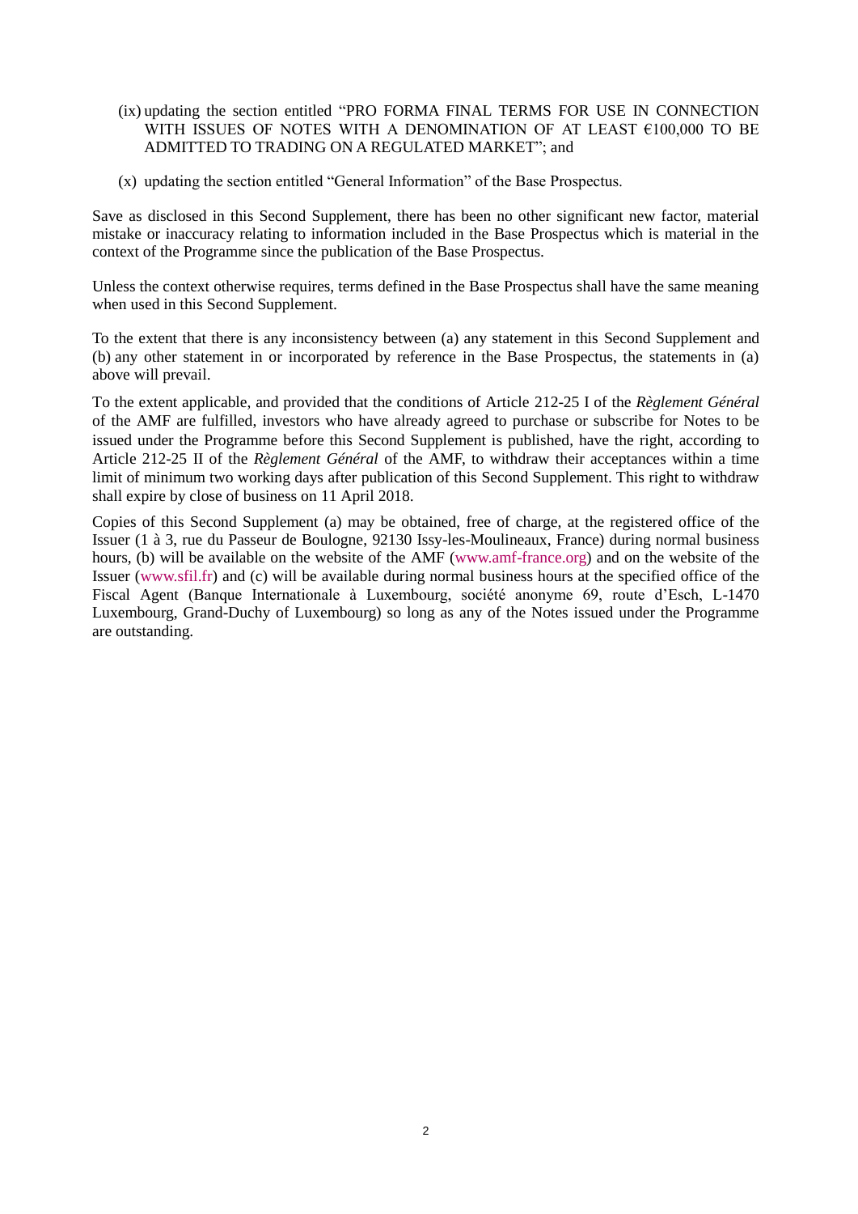(ix) updating the section entitled "PRO FORMA FINAL TERMS FOR USE IN CONNECTION WITH ISSUES OF NOTES WITH A DENOMINATION OF AT LEAST €100,000 TO BE ADMITTED TO TRADING ON A REGULATED MARKET"; and

(x) updating the section entitled "General Information" of the Base Prospectus.

Save as disclosed in this Second Supplement, there has been no other significant new factor, material mistake or inaccuracy relating to information included in the Base Prospectus which is material in the context of the Programme since the publication of the Base Prospectus.

Unless the context otherwise requires, terms defined in the Base Prospectus shall have the same meaning when used in this Second Supplement.

To the extent that there is any inconsistency between (a) any statement in this Second Supplement and (b) any other statement in or incorporated by reference in the Base Prospectus, the statements in (a) above will prevail.

To the extent applicable, and provided that the conditions of Article 212-25 I of the *Règlement Général* of the AMF are fulfilled, investors who have already agreed to purchase or subscribe for Notes to be issued under the Programme before this Second Supplement is published, have the right, according to Article 212-25 II of the *Règlement Général* of the AMF, to withdraw their acceptances within a time limit of minimum two working days after publication of this Second Supplement. This right to withdraw shall expire by close of business on 11 April 2018.

Copies of this Second Supplement (a) may be obtained, free of charge, at the registered office of the Issuer (1 à 3, rue du Passeur de Boulogne, 92130 Issy-les-Moulineaux, France) during normal business hours, (b) will be available on the website of the AMF (www.amf-france.org) and on the website of the Issuer (www.sfil.fr) and (c) will be available during normal business hours at the specified office of the Fiscal Agent (Banque Internationale à Luxembourg, société anonyme 69, route d'Esch, L-1470 Luxembourg, Grand-Duchy of Luxembourg) so long as any of the Notes issued under the Programme are outstanding.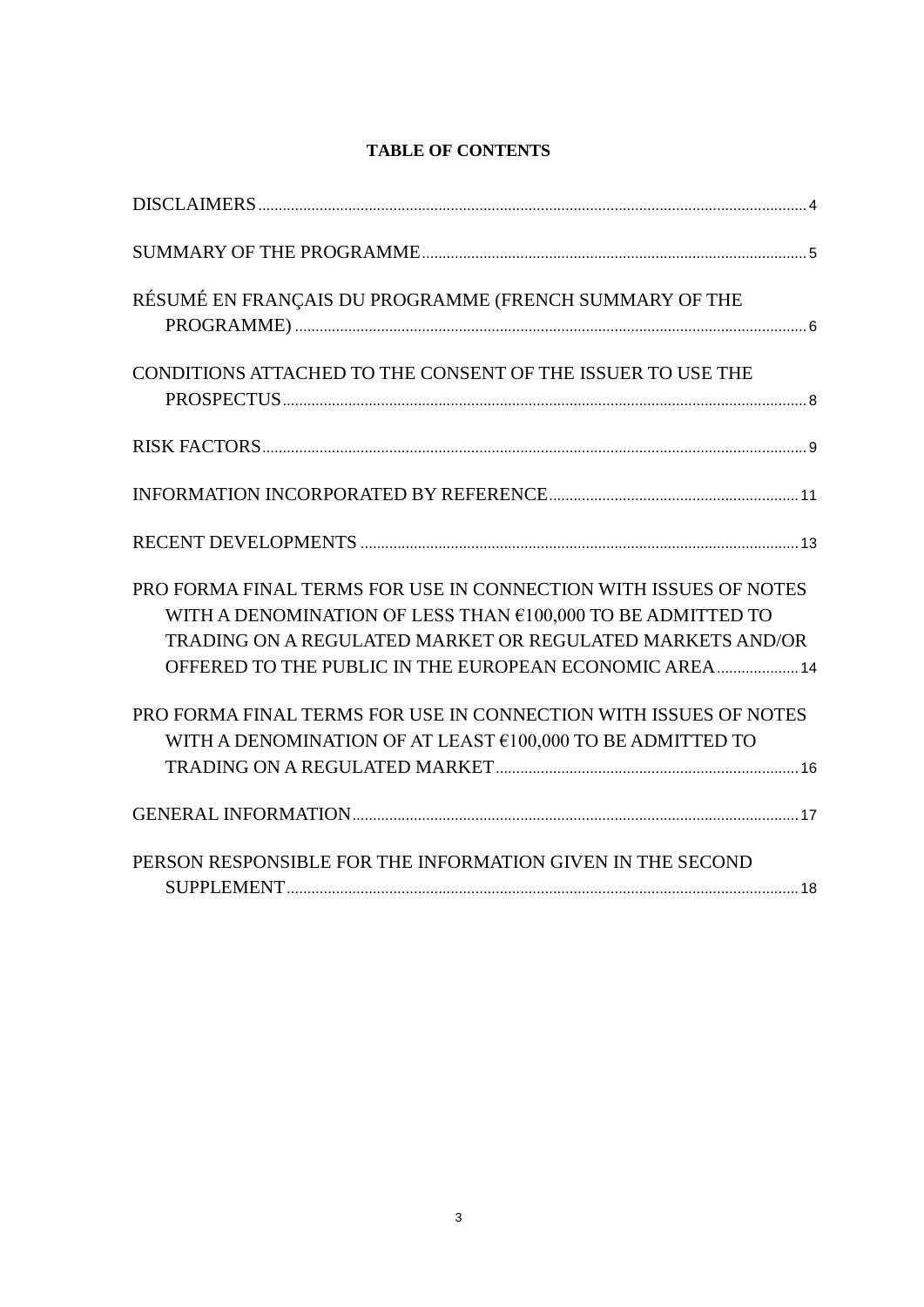**TABLE OF CONTENTS**

DISCLAIMERS ..... 4

SUMMARY OF THE PROGRAMME ..... 5

RÉSUMÉ EN FRANÇAIS DU PROGRAMME (FRENCH SUMMARY OF THE PROGRAMME) ..... 6

CONDITIONS ATTACHED TO THE CONSENT OF THE ISSUER TO USE THE PROSPECTUS ..... 8

RISK FACTORS ..... 9

INFORMATION INCORPORATED BY REFERENCE ..... 11

RECENT DEVELOPMENTS ..... 13

PRO FORMA FINAL TERMS FOR USE IN CONNECTION WITH ISSUES OF NOTES WITH A DENOMINATION OF LESS THAN €100,000 TO BE ADMITTED TO TRADING ON A REGULATED MARKET OR REGULATED MARKETS AND/OR OFFERED TO THE PUBLIC IN THE EUROPEAN ECONOMIC AREA ..... 14

PRO FORMA FINAL TERMS FOR USE IN CONNECTION WITH ISSUES OF NOTES WITH A DENOMINATION OF AT LEAST €100,000 TO BE ADMITTED TO TRADING ON A REGULATED MARKET ..... 16

GENERAL INFORMATION ..... 17

PERSON RESPONSIBLE FOR THE INFORMATION GIVEN IN THE SECOND SUPPLEMENT ..... 18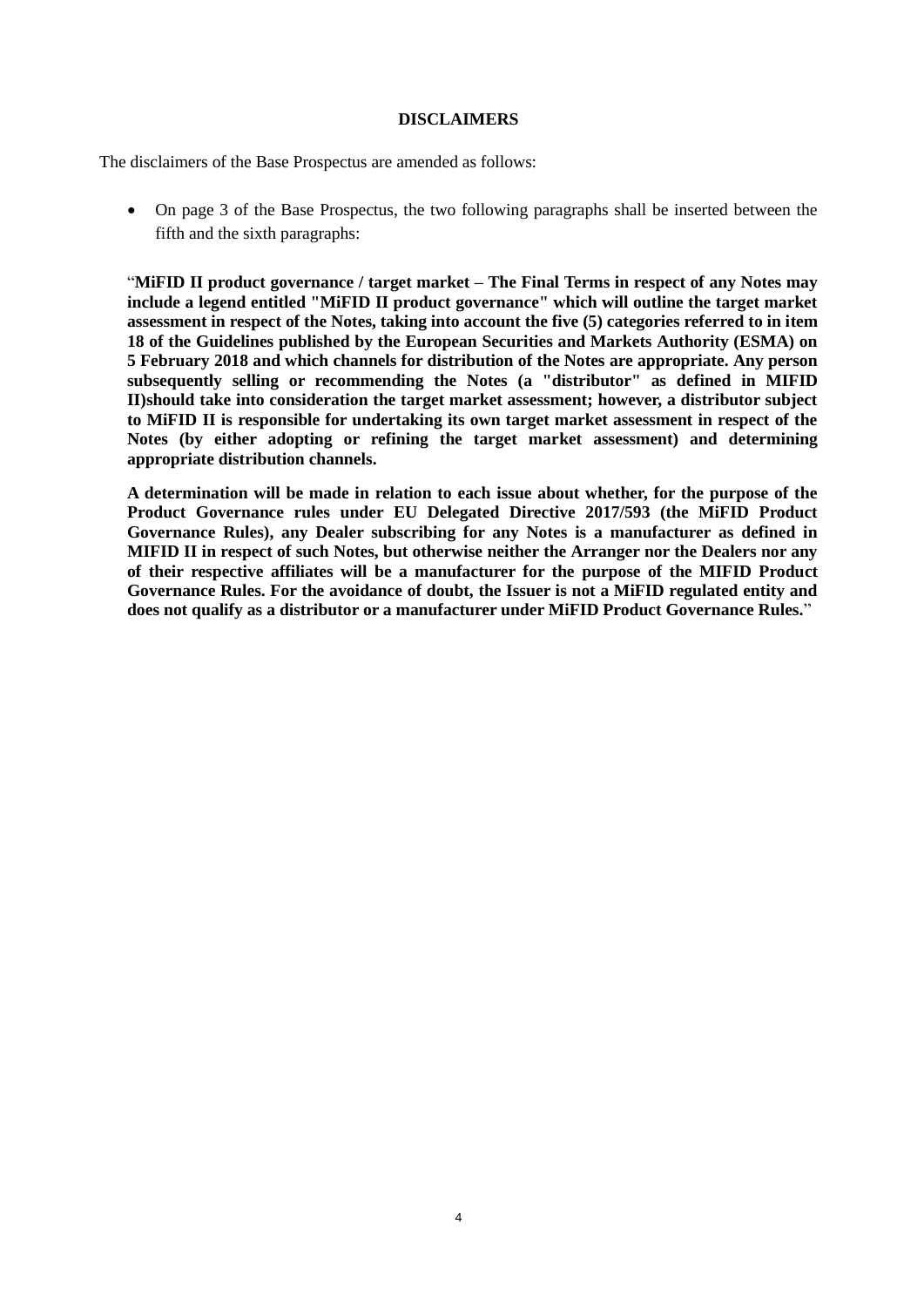**DISCLAIMERS**

The disclaimers of the Base Prospectus are amended as follows:

- On page 3 of the Base Prospectus, the two following paragraphs shall be inserted between the fifth and the sixth paragraphs:

"**MiFID II product governance / target market – The Final Terms in respect of any Notes may include a legend entitled "MiFID II product governance" which will outline the target market assessment in respect of the Notes, taking into account the five (5) categories referred to in item 18 of the Guidelines published by the European Securities and Markets Authority (ESMA) on 5 February 2018 and which channels for distribution of the Notes are appropriate. Any person subsequently selling or recommending the Notes (a "distributor" as defined in MIFID II)should take into consideration the target market assessment; however, a distributor subject to MiFID II is responsible for undertaking its own target market assessment in respect of the Notes (by either adopting or refining the target market assessment) and determining appropriate distribution channels.**

**A determination will be made in relation to each issue about whether, for the purpose of the Product Governance rules under EU Delegated Directive 2017/593 (the MiFID Product Governance Rules), any Dealer subscribing for any Notes is a manufacturer as defined in MIFID II in respect of such Notes, but otherwise neither the Arranger nor the Dealers nor any of their respective affiliates will be a manufacturer for the purpose of the MIFID Product Governance Rules. For the avoidance of doubt, the Issuer is not a MiFID regulated entity and does not qualify as a distributor or a manufacturer under MiFID Product Governance Rules.**"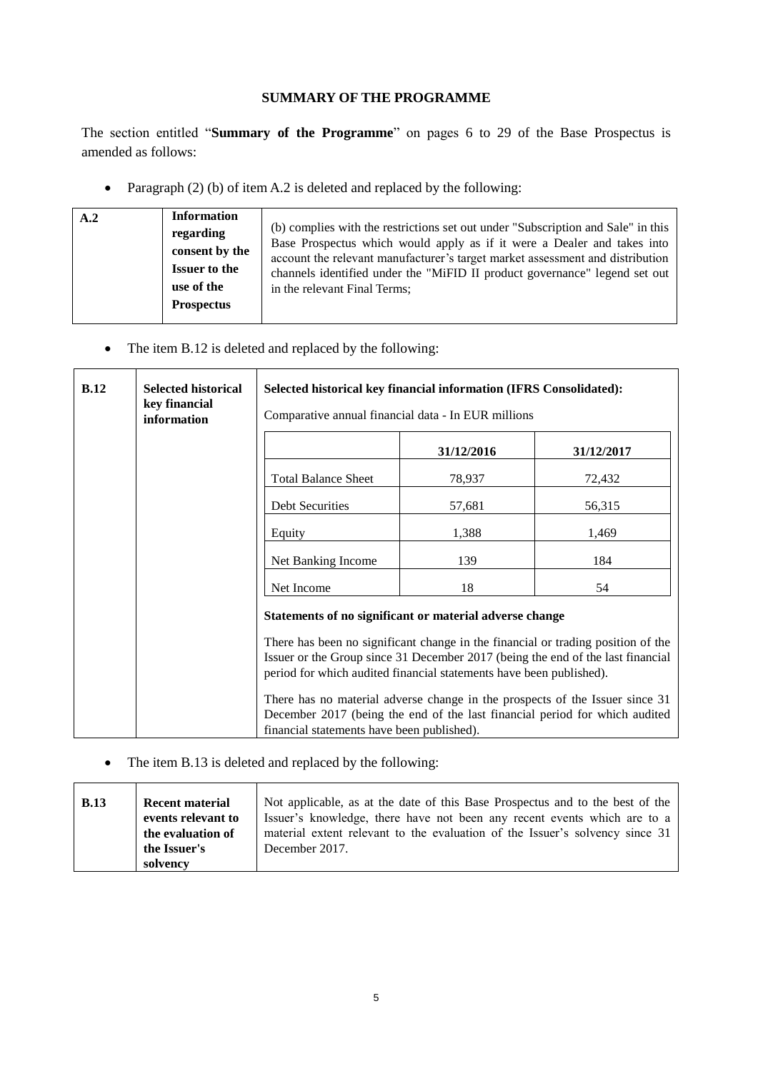## SUMMARY OF THE PROGRAMME

The section entitled "**Summary of the Programme**" on pages 6 to 29 of the Base Prospectus is amended as follows:

- Paragraph (2) (b) of item A.2 is deleted and replaced by the following:

| A.2 | **Information regarding consent by the Issuer to the use of the Prospectus** | (b) complies with the restrictions set out under "Subscription and Sale" in this Base Prospectus which would apply as if it were a Dealer and takes into account the relevant manufacturer's target market assessment and distribution channels identified under the "MiFID II product governance" legend set out in the relevant Final Terms; |
|---|---|---|

- The item B.12 is deleted and replaced by the following:

| B.12 | **Selected historical key financial information** | **Selected historical key financial information (IFRS Consolidated):** Comparative annual financial data - In EUR millions |
|---|---|---|

| | 31/12/2016 | 31/12/2017 |
|---|---|---|
| Total Balance Sheet | 78,937 | 72,432 |
| Debt Securities | 57,681 | 56,315 |
| Equity | 1,388 | 1,469 |
| Net Banking Income | 139 | 184 |
| Net Income | 18 | 54 |

**Statements of no significant or material adverse change**

There has been no significant change in the financial or trading position of the Issuer or the Group since 31 December 2017 (being the end of the last financial period for which audited financial statements have been published).

There has no material adverse change in the prospects of the Issuer since 31 December 2017 (being the end of the last financial period for which audited financial statements have been published).

- The item B.13 is deleted and replaced by the following:

| B.13 | **Recent material events relevant to the evaluation of the Issuer's solvency** | Not applicable, as at the date of this Base Prospectus and to the best of the Issuer's knowledge, there have not been any recent events which are to a material extent relevant to the evaluation of the Issuer's solvency since 31 December 2017. |
|---|---|---|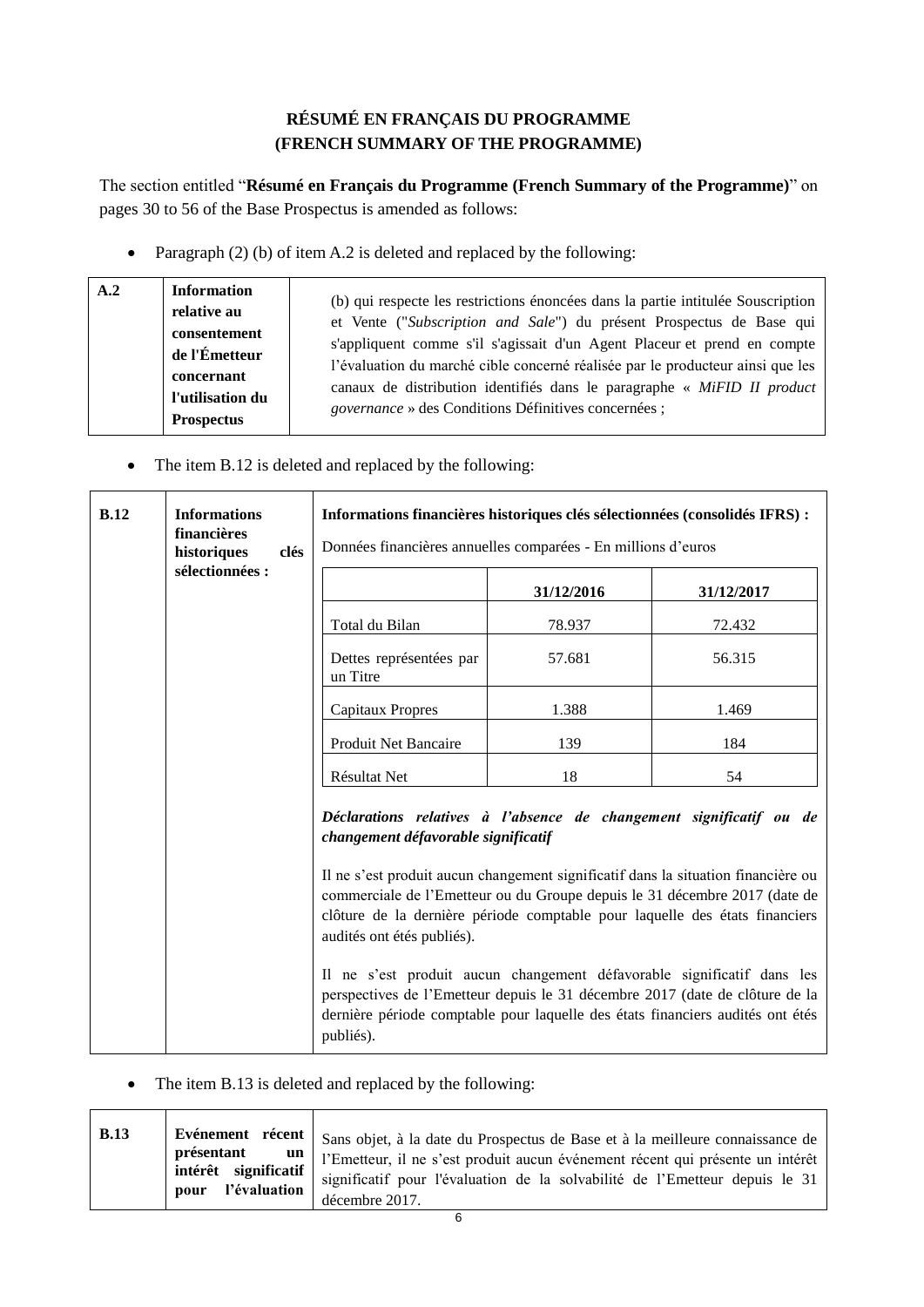**RÉSUMÉ EN FRANÇAIS DU PROGRAMME**
**(FRENCH SUMMARY OF THE PROGRAMME)**

The section entitled "**Résumé en Français du Programme (French Summary of the Programme)**" on pages 30 to 56 of the Base Prospectus is amended as follows:

- Paragraph (2) (b) of item A.2 is deleted and replaced by the following:

| **A.2** | **Information relative au consentement de l'Émetteur concernant l'utilisation du Prospectus** | (b) qui respecte les restrictions énoncées dans la partie intitulée Souscription et Vente ("*Subscription and Sale*") du présent Prospectus de Base qui s'appliquent comme s'il s'agissait d'un Agent Placeur et prend en compte l'évaluation du marché cible concerné réalisée par le producteur ainsi que les canaux de distribution identifiés dans le paragraphe « *MiFID II product governance* » des Conditions Définitives concernées ; |
|---|---|---|

- The item B.12 is deleted and replaced by the following:

**B.12** — **Informations financières historiques clés sélectionnées :**

**Informations financières historiques clés sélectionnées (consolidés IFRS) :**

Données financières annuelles comparées - En millions d'euros

| | **31/12/2016** | **31/12/2017** |
|---|---|---|
| Total du Bilan | 78.937 | 72.432 |
| Dettes représentées par un Titre | 57.681 | 56.315 |
| Capitaux Propres | 1.388 | 1.469 |
| Produit Net Bancaire | 139 | 184 |
| Résultat Net | 18 | 54 |

***Déclarations relatives à l'absence de changement significatif ou de changement défavorable significatif***

Il ne s'est produit aucun changement significatif dans la situation financière ou commerciale de l'Emetteur ou du Groupe depuis le 31 décembre 2017 (date de clôture de la dernière période comptable pour laquelle des états financiers audités ont étés publiés).

Il ne s'est produit aucun changement défavorable significatif dans les perspectives de l'Emetteur depuis le 31 décembre 2017 (date de clôture de la dernière période comptable pour laquelle des états financiers audités ont étés publiés).

- The item B.13 is deleted and replaced by the following:

| **B.13** | **Evénement récent présentant un intérêt significatif pour l'évaluation** | Sans objet, à la date du Prospectus de Base et à la meilleure connaissance de l'Emetteur, il ne s'est produit aucun événement récent qui présente un intérêt significatif pour l'évaluation de la solvabilité de l'Emetteur depuis le 31 décembre 2017. |
|---|---|---|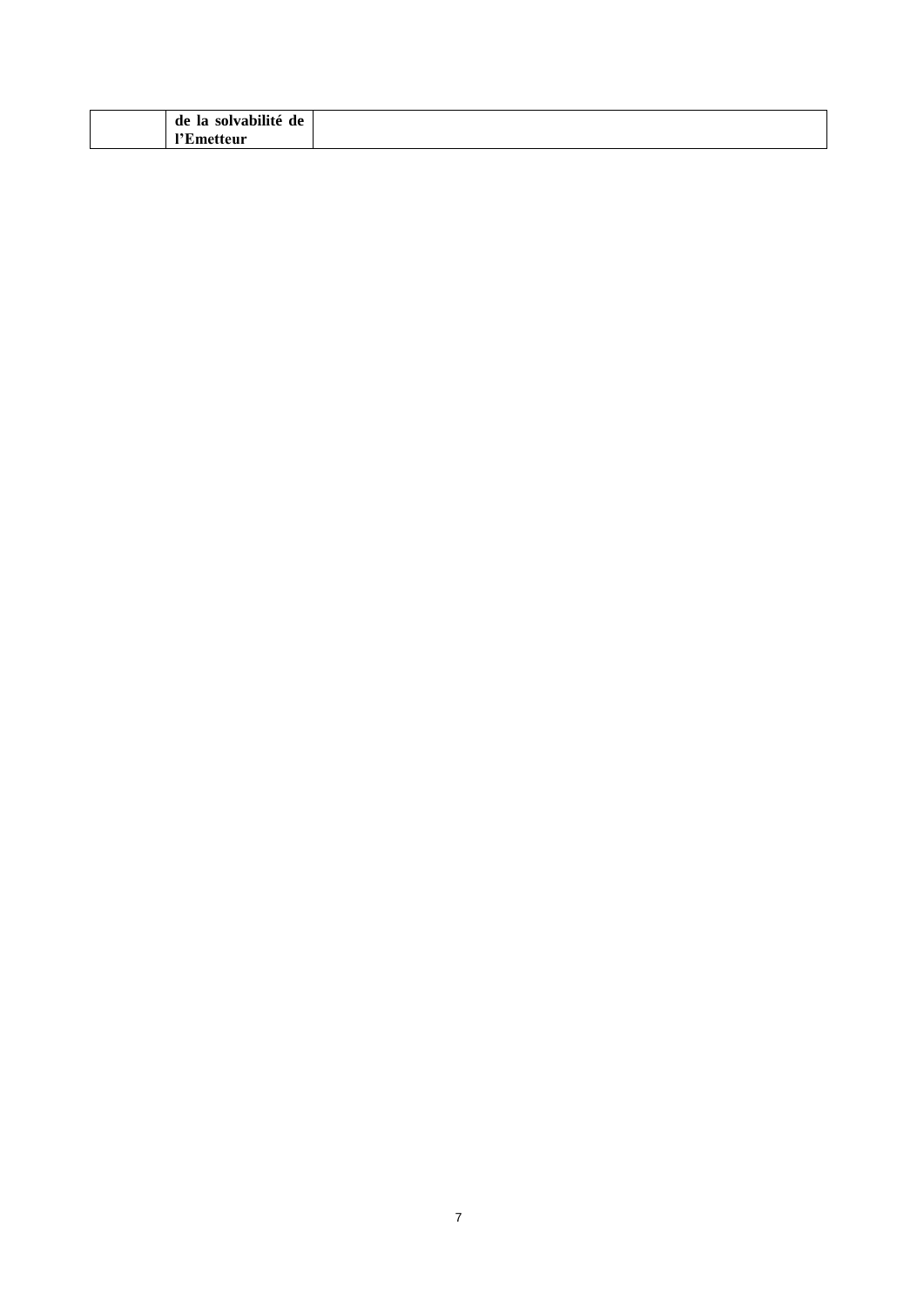| | | |
|---|---|---|
| | **de la solvabilité de l'Emetteur** | |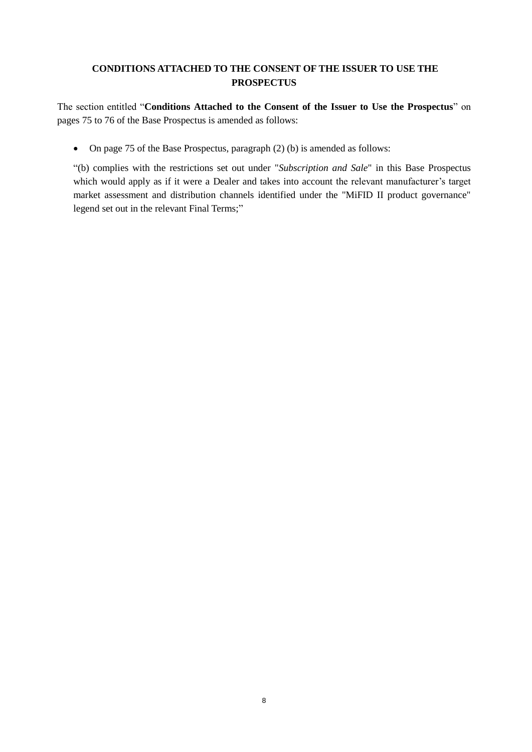## CONDITIONS ATTACHED TO THE CONSENT OF THE ISSUER TO USE THE PROSPECTUS

The section entitled "**Conditions Attached to the Consent of the Issuer to Use the Prospectus**" on pages 75 to 76 of the Base Prospectus is amended as follows:

- On page 75 of the Base Prospectus, paragraph (2) (b) is amended as follows:

"(b) complies with the restrictions set out under "*Subscription and Sale*" in this Base Prospectus which would apply as if it were a Dealer and takes into account the relevant manufacturer's target market assessment and distribution channels identified under the "MiFID II product governance" legend set out in the relevant Final Terms;"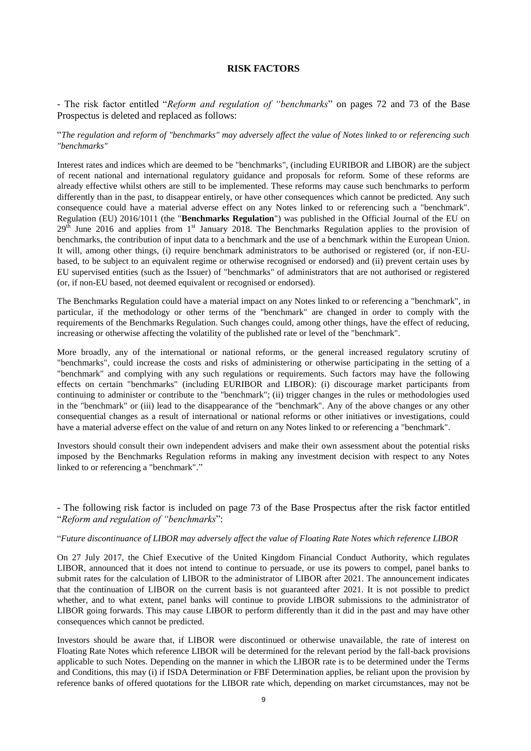**RISK FACTORS**

- The risk factor entitled "*Reform and regulation of "benchmarks*" on pages 72 and 73 of the Base Prospectus is deleted and replaced as follows:

"*The regulation and reform of "benchmarks" may adversely affect the value of Notes linked to or referencing such "benchmarks"*

Interest rates and indices which are deemed to be "benchmarks", (including EURIBOR and LIBOR) are the subject of recent national and international regulatory guidance and proposals for reform. Some of these reforms are already effective whilst others are still to be implemented. These reforms may cause such benchmarks to perform differently than in the past, to disappear entirely, or have other consequences which cannot be predicted. Any such consequence could have a material adverse effect on any Notes linked to or referencing such a "benchmark". Regulation (EU) 2016/1011 (the "**Benchmarks Regulation**") was published in the Official Journal of the EU on 29th June 2016 and applies from 1st January 2018. The Benchmarks Regulation applies to the provision of benchmarks, the contribution of input data to a benchmark and the use of a benchmark within the European Union. It will, among other things, (i) require benchmark administrators to be authorised or registered (or, if non-EU-based, to be subject to an equivalent regime or otherwise recognised or endorsed) and (ii) prevent certain uses by EU supervised entities (such as the Issuer) of "benchmarks" of administrators that are not authorised or registered (or, if non-EU based, not deemed equivalent or recognised or endorsed).

The Benchmarks Regulation could have a material impact on any Notes linked to or referencing a "benchmark", in particular, if the methodology or other terms of the "benchmark" are changed in order to comply with the requirements of the Benchmarks Regulation. Such changes could, among other things, have the effect of reducing, increasing or otherwise affecting the volatility of the published rate or level of the "benchmark".

More broadly, any of the international or national reforms, or the general increased regulatory scrutiny of "benchmarks", could increase the costs and risks of administering or otherwise participating in the setting of a "benchmark" and complying with any such regulations or requirements. Such factors may have the following effects on certain "benchmarks" (including EURIBOR and LIBOR): (i) discourage market participants from continuing to administer or contribute to the "benchmark"; (ii) trigger changes in the rules or methodologies used in the "benchmark" or (iii) lead to the disappearance of the "benchmark". Any of the above changes or any other consequential changes as a result of international or national reforms or other initiatives or investigations, could have a material adverse effect on the value of and return on any Notes linked to or referencing a "benchmark".

Investors should consult their own independent advisers and make their own assessment about the potential risks imposed by the Benchmarks Regulation reforms in making any investment decision with respect to any Notes linked to or referencing a "benchmark"."

- The following risk factor is included on page 73 of the Base Prospectus after the risk factor entitled "*Reform and regulation of "benchmarks*":

"*Future discontinuance of LIBOR may adversely affect the value of Floating Rate Notes which reference LIBOR*

On 27 July 2017, the Chief Executive of the United Kingdom Financial Conduct Authority, which regulates LIBOR, announced that it does not intend to continue to persuade, or use its powers to compel, panel banks to submit rates for the calculation of LIBOR to the administrator of LIBOR after 2021. The announcement indicates that the continuation of LIBOR on the current basis is not guaranteed after 2021. It is not possible to predict whether, and to what extent, panel banks will continue to provide LIBOR submissions to the administrator of LIBOR going forwards. This may cause LIBOR to perform differently than it did in the past and may have other consequences which cannot be predicted.

Investors should be aware that, if LIBOR were discontinued or otherwise unavailable, the rate of interest on Floating Rate Notes which reference LIBOR will be determined for the relevant period by the fall-back provisions applicable to such Notes. Depending on the manner in which the LIBOR rate is to be determined under the Terms and Conditions, this may (i) if ISDA Determination or FBF Determination applies, be reliant upon the provision by reference banks of offered quotations for the LIBOR rate which, depending on market circumstances, may not be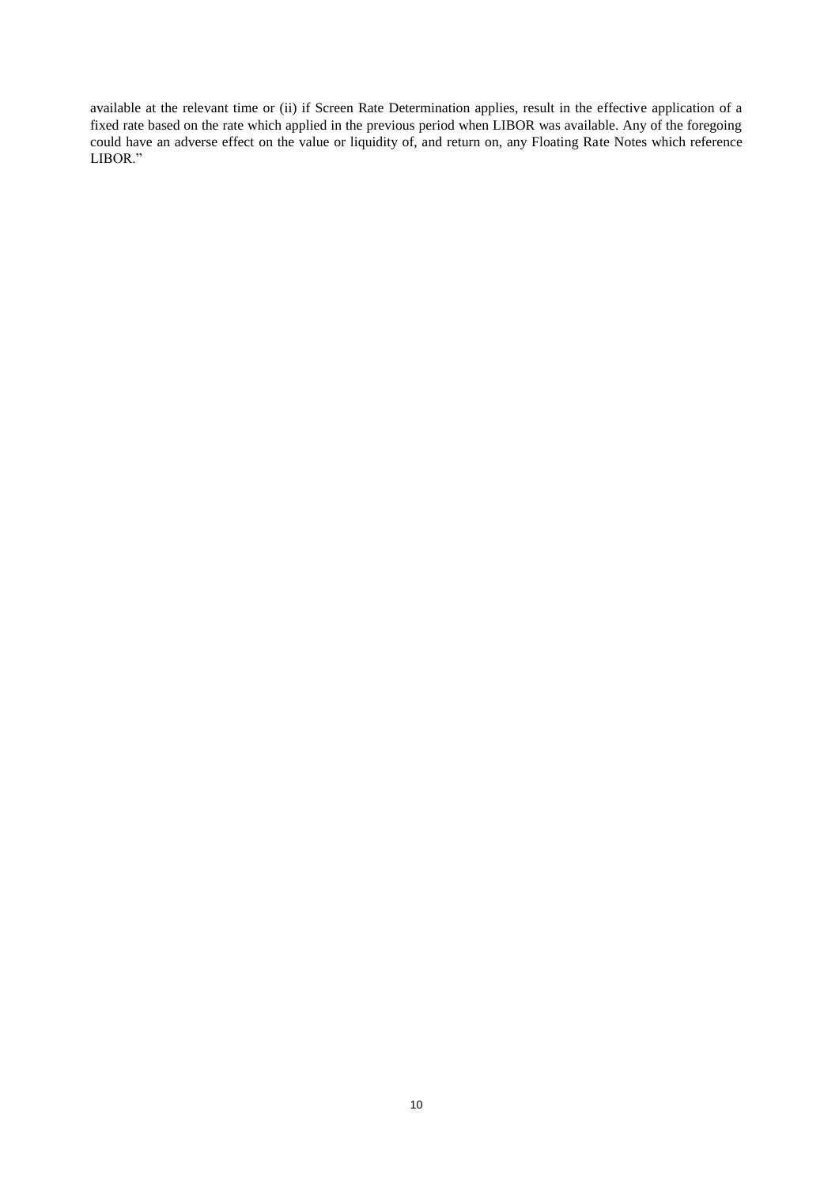available at the relevant time or (ii) if Screen Rate Determination applies, result in the effective application of a fixed rate based on the rate which applied in the previous period when LIBOR was available. Any of the foregoing could have an adverse effect on the value or liquidity of, and return on, any Floating Rate Notes which reference LIBOR."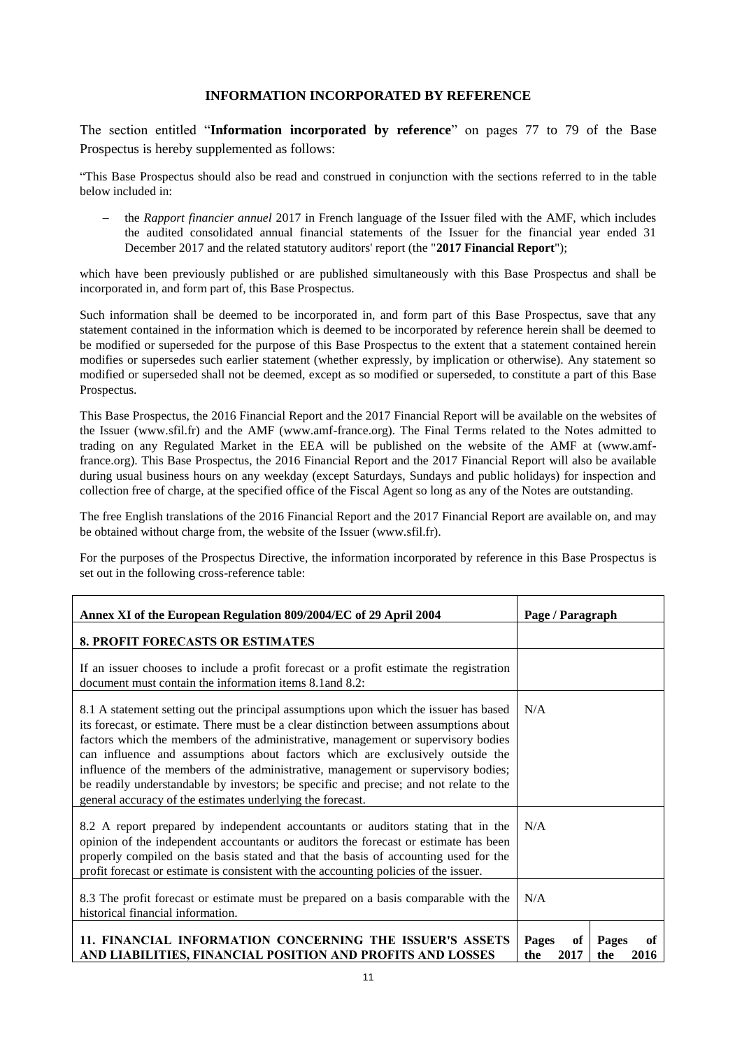## INFORMATION INCORPORATED BY REFERENCE

The section entitled "**Information incorporated by reference**" on pages 77 to 79 of the Base Prospectus is hereby supplemented as follows:

"This Base Prospectus should also be read and construed in conjunction with the sections referred to in the table below included in:

- the *Rapport financier annuel* 2017 in French language of the Issuer filed with the AMF, which includes the audited consolidated annual financial statements of the Issuer for the financial year ended 31 December 2017 and the related statutory auditors' report (the "**2017 Financial Report**");

which have been previously published or are published simultaneously with this Base Prospectus and shall be incorporated in, and form part of, this Base Prospectus.

Such information shall be deemed to be incorporated in, and form part of this Base Prospectus, save that any statement contained in the information which is deemed to be incorporated by reference herein shall be deemed to be modified or superseded for the purpose of this Base Prospectus to the extent that a statement contained herein modifies or supersedes such earlier statement (whether expressly, by implication or otherwise). Any statement so modified or superseded shall not be deemed, except as so modified or superseded, to constitute a part of this Base Prospectus.

This Base Prospectus, the 2016 Financial Report and the 2017 Financial Report will be available on the websites of the Issuer (www.sfil.fr) and the AMF (www.amf-france.org). The Final Terms related to the Notes admitted to trading on any Regulated Market in the EEA will be published on the website of the AMF at (www.amf-france.org). This Base Prospectus, the 2016 Financial Report and the 2017 Financial Report will also be available during usual business hours on any weekday (except Saturdays, Sundays and public holidays) for inspection and collection free of charge, at the specified office of the Fiscal Agent so long as any of the Notes are outstanding.

The free English translations of the 2016 Financial Report and the 2017 Financial Report are available on, and may be obtained without charge from, the website of the Issuer (www.sfil.fr).

For the purposes of the Prospectus Directive, the information incorporated by reference in this Base Prospectus is set out in the following cross-reference table:

| Annex XI of the European Regulation 809/2004/EC of 29 April 2004 | Page / Paragraph | |
|---|---|---|
| **8. PROFIT FORECASTS OR ESTIMATES** | | |
| If an issuer chooses to include a profit forecast or a profit estimate the registration document must contain the information items 8.1and 8.2: | | |
| 8.1 A statement setting out the principal assumptions upon which the issuer has based its forecast, or estimate. There must be a clear distinction between assumptions about factors which the members of the administrative, management or supervisory bodies can influence and assumptions about factors which are exclusively outside the influence of the members of the administrative, management or supervisory bodies; be readily understandable by investors; be specific and precise; and not relate to the general accuracy of the estimates underlying the forecast. | N/A | |
| 8.2 A report prepared by independent accountants or auditors stating that in the opinion of the independent accountants or auditors the forecast or estimate has been properly compiled on the basis stated and that the basis of accounting used for the profit forecast or estimate is consistent with the accounting policies of the issuer. | N/A | |
| 8.3 The profit forecast or estimate must be prepared on a basis comparable with the historical financial information. | N/A | |
| **11. FINANCIAL INFORMATION CONCERNING THE ISSUER'S ASSETS AND LIABILITIES, FINANCIAL POSITION AND PROFITS AND LOSSES** | **Pages of the 2017** | **Pages of the 2016** |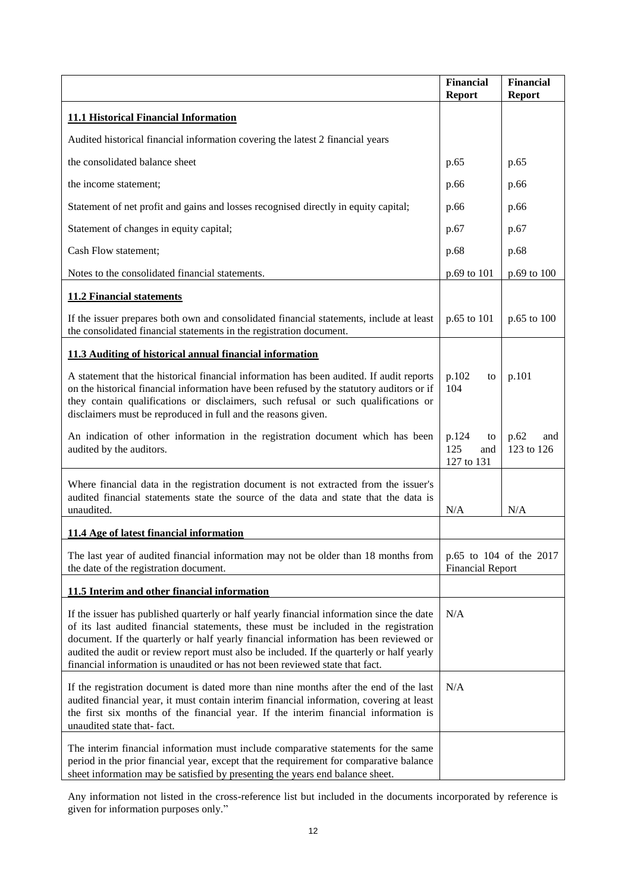| | Financial Report | Financial Report |
|---|---|---|
| **11.1 Historical Financial Information** | | |
| Audited historical financial information covering the latest 2 financial years | | |
| the consolidated balance sheet | p.65 | p.65 |
| the income statement; | p.66 | p.66 |
| Statement of net profit and gains and losses recognised directly in equity capital; | p.66 | p.66 |
| Statement of changes in equity capital; | p.67 | p.67 |
| Cash Flow statement; | p.68 | p.68 |
| Notes to the consolidated financial statements. | p.69 to 101 | p.69 to 100 |
| **11.2 Financial statements** | | |
| If the issuer prepares both own and consolidated financial statements, include at least the consolidated financial statements in the registration document. | p.65 to 101 | p.65 to 100 |
| **11.3 Auditing of historical annual financial information** | | |
| A statement that the historical financial information has been audited. If audit reports on the historical financial information have been refused by the statutory auditors or if they contain qualifications or disclaimers, such refusal or such qualifications or disclaimers must be reproduced in full and the reasons given. | p.102 to 104 | p.101 |
| An indication of other information in the registration document which has been audited by the auditors. | p.124 to 125 and 127 to 131 | p.62 and 123 to 126 |
| Where financial data in the registration document is not extracted from the issuer's audited financial statements state the source of the data and state that the data is unaudited. | N/A | N/A |
| **11.4 Age of latest financial information** | | |
| The last year of audited financial information may not be older than 18 months from the date of the registration document. | p.65 to 104 of the 2017 Financial Report | |
| **11.5 Interim and other financial information** | | |
| If the issuer has published quarterly or half yearly financial information since the date of its last audited financial statements, these must be included in the registration document. If the quarterly or half yearly financial information has been reviewed or audited the audit or review report must also be included. If the quarterly or half yearly financial information is unaudited or has not been reviewed state that fact. | N/A | |
| If the registration document is dated more than nine months after the end of the last audited financial year, it must contain interim financial information, covering at least the first six months of the financial year. If the interim financial information is unaudited state that- fact. | N/A | |
| The interim financial information must include comparative statements for the same period in the prior financial year, except that the requirement for comparative balance sheet information may be satisfied by presenting the years end balance sheet. | | |

Any information not listed in the cross-reference list but included in the documents incorporated by reference is given for information purposes only."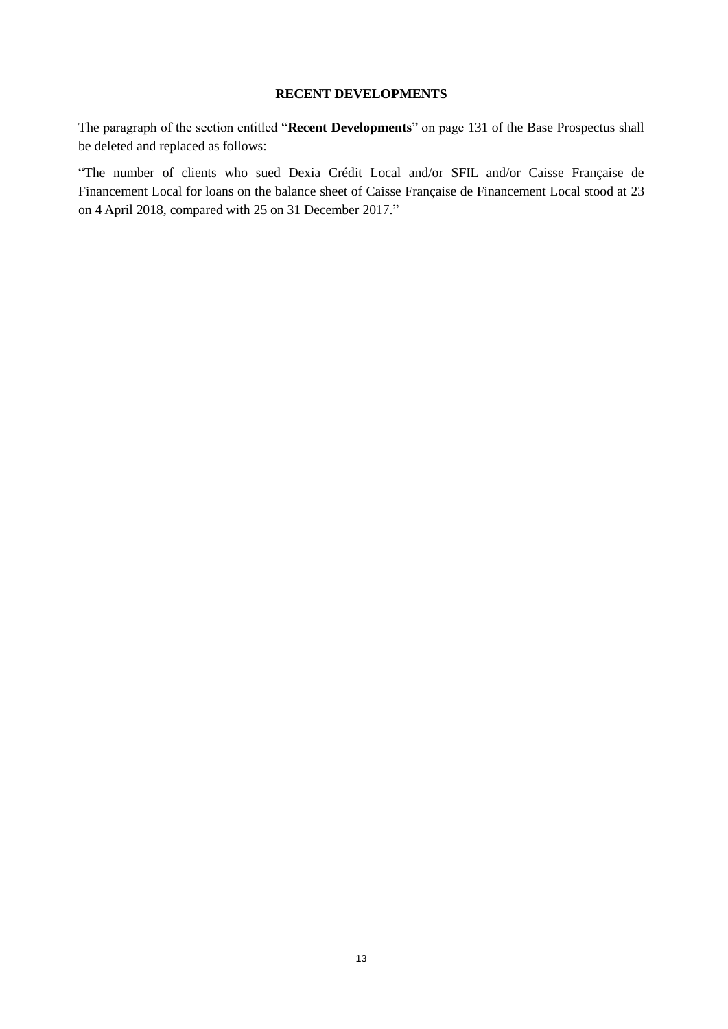## RECENT DEVELOPMENTS

The paragraph of the section entitled "**Recent Developments**" on page 131 of the Base Prospectus shall be deleted and replaced as follows:

"The number of clients who sued Dexia Crédit Local and/or SFIL and/or Caisse Française de Financement Local for loans on the balance sheet of Caisse Française de Financement Local stood at 23 on 4 April 2018, compared with 25 on 31 December 2017."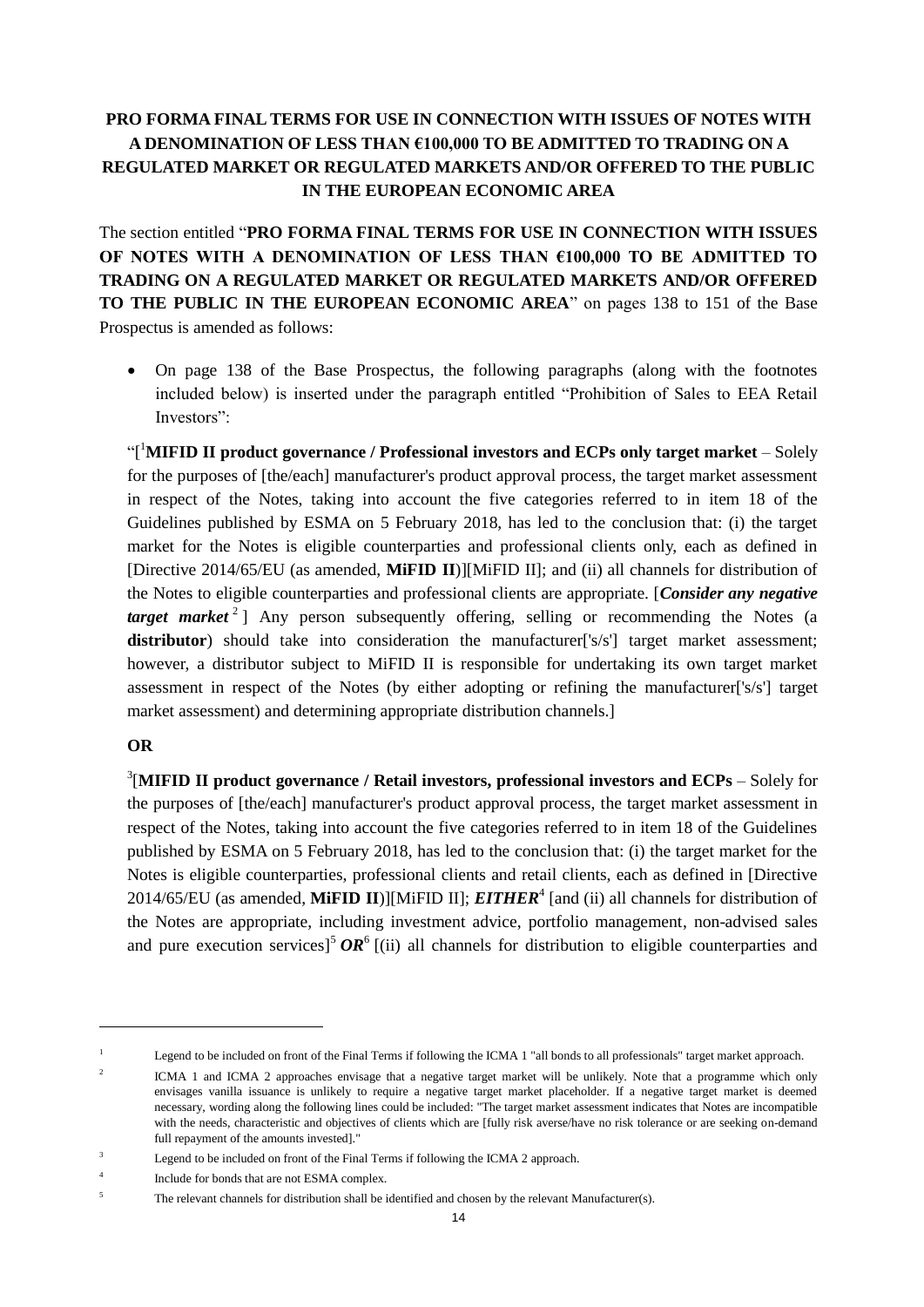**PRO FORMA FINAL TERMS FOR USE IN CONNECTION WITH ISSUES OF NOTES WITH A DENOMINATION OF LESS THAN €100,000 TO BE ADMITTED TO TRADING ON A REGULATED MARKET OR REGULATED MARKETS AND/OR OFFERED TO THE PUBLIC IN THE EUROPEAN ECONOMIC AREA**

The section entitled "**PRO FORMA FINAL TERMS FOR USE IN CONNECTION WITH ISSUES OF NOTES WITH A DENOMINATION OF LESS THAN €100,000 TO BE ADMITTED TO TRADING ON A REGULATED MARKET OR REGULATED MARKETS AND/OR OFFERED TO THE PUBLIC IN THE EUROPEAN ECONOMIC AREA**" on pages 138 to 151 of the Base Prospectus is amended as follows:

- On page 138 of the Base Prospectus, the following paragraphs (along with the footnotes included below) is inserted under the paragraph entitled "Prohibition of Sales to EEA Retail Investors":

"[[1]**MIFID II product governance / Professional investors and ECPs only target market** – Solely for the purposes of [the/each] manufacturer's product approval process, the target market assessment in respect of the Notes, taking into account the five categories referred to in item 18 of the Guidelines published by ESMA on 5 February 2018, has led to the conclusion that: (i) the target market for the Notes is eligible counterparties and professional clients only, each as defined in [Directive 2014/65/EU (as amended, **MiFID II**)][MiFID II]; and (ii) all channels for distribution of the Notes to eligible counterparties and professional clients are appropriate. [***Consider any negative target market***[2]] Any person subsequently offering, selling or recommending the Notes (a **distributor**) should take into consideration the manufacturer['s/s'] target market assessment; however, a distributor subject to MiFID II is responsible for undertaking its own target market assessment in respect of the Notes (by either adopting or refining the manufacturer['s/s'] target market assessment) and determining appropriate distribution channels.]

**OR**

[3][**MIFID II product governance / Retail investors, professional investors and ECPs** – Solely for the purposes of [the/each] manufacturer's product approval process, the target market assessment in respect of the Notes, taking into account the five categories referred to in item 18 of the Guidelines published by ESMA on 5 February 2018, has led to the conclusion that: (i) the target market for the Notes is eligible counterparties, professional clients and retail clients, each as defined in [Directive 2014/65/EU (as amended, **MiFID II**)][MiFID II]; ***EITHER***[4] [and (ii) all channels for distribution of the Notes are appropriate, including investment advice, portfolio management, non-advised sales and pure execution services][5] ***OR***[6] [(ii) all channels for distribution to eligible counterparties and

---

[1] Legend to be included on front of the Final Terms if following the ICMA 1 "all bonds to all professionals" target market approach.

[2] ICMA 1 and ICMA 2 approaches envisage that a negative target market will be unlikely. Note that a programme which only envisages vanilla issuance is unlikely to require a negative target market placeholder. If a negative target market is deemed necessary, wording along the following lines could be included: "The target market assessment indicates that Notes are incompatible with the needs, characteristic and objectives of clients which are [fully risk averse/have no risk tolerance or are seeking on-demand full repayment of the amounts invested]."

[3] Legend to be included on front of the Final Terms if following the ICMA 2 approach.

[4] Include for bonds that are not ESMA complex.

[5] The relevant channels for distribution shall be identified and chosen by the relevant Manufacturer(s).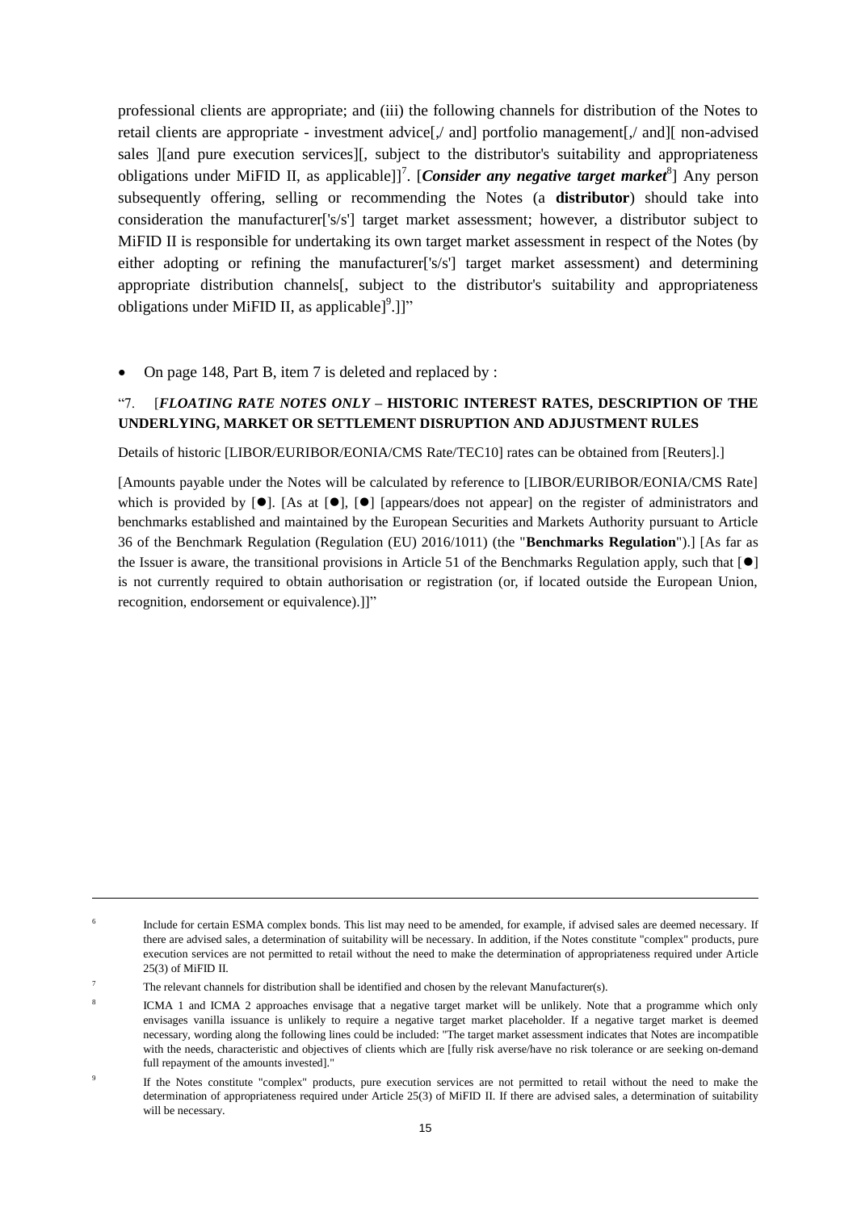professional clients are appropriate; and (iii) the following channels for distribution of the Notes to retail clients are appropriate - investment advice[,/ and] portfolio management[,/ and][ non-advised sales ][and pure execution services][, subject to the distributor's suitability and appropriateness obligations under MiFID II, as applicable]][7]. [***Consider any negative target market***[8]] Any person subsequently offering, selling or recommending the Notes (a **distributor**) should take into consideration the manufacturer['s/s'] target market assessment; however, a distributor subject to MiFID II is responsible for undertaking its own target market assessment in respect of the Notes (by either adopting or refining the manufacturer['s/s'] target market assessment) and determining appropriate distribution channels[, subject to the distributor's suitability and appropriateness obligations under MiFID II, as applicable][9].]]"

- On page 148, Part B, item 7 is deleted and replaced by :

"7. [***FLOATING RATE NOTES ONLY*** **– HISTORIC INTEREST RATES, DESCRIPTION OF THE UNDERLYING, MARKET OR SETTLEMENT DISRUPTION AND ADJUSTMENT RULES**

Details of historic [LIBOR/EURIBOR/EONIA/CMS Rate/TEC10] rates can be obtained from [Reuters].]

[Amounts payable under the Notes will be calculated by reference to [LIBOR/EURIBOR/EONIA/CMS Rate] which is provided by [●]. [As at [●], [●] [appears/does not appear] on the register of administrators and benchmarks established and maintained by the European Securities and Markets Authority pursuant to Article 36 of the Benchmark Regulation (Regulation (EU) 2016/1011) (the "**Benchmarks Regulation**").] [As far as the Issuer is aware, the transitional provisions in Article 51 of the Benchmarks Regulation apply, such that [●] is not currently required to obtain authorisation or registration (or, if located outside the European Union, recognition, endorsement or equivalence).]]"

---

[6] Include for certain ESMA complex bonds. This list may need to be amended, for example, if advised sales are deemed necessary. If there are advised sales, a determination of suitability will be necessary. In addition, if the Notes constitute "complex" products, pure execution services are not permitted to retail without the need to make the determination of appropriateness required under Article 25(3) of MiFID II.

[7] The relevant channels for distribution shall be identified and chosen by the relevant Manufacturer(s).

[8] ICMA 1 and ICMA 2 approaches envisage that a negative target market will be unlikely. Note that a programme which only envisages vanilla issuance is unlikely to require a negative target market placeholder. If a negative target market is deemed necessary, wording along the following lines could be included: "The target market assessment indicates that Notes are incompatible with the needs, characteristic and objectives of clients which are [fully risk averse/have no risk tolerance or are seeking on-demand full repayment of the amounts invested]."

[9] If the Notes constitute "complex" products, pure execution services are not permitted to retail without the need to make the determination of appropriateness required under Article 25(3) of MiFID II. If there are advised sales, a determination of suitability will be necessary.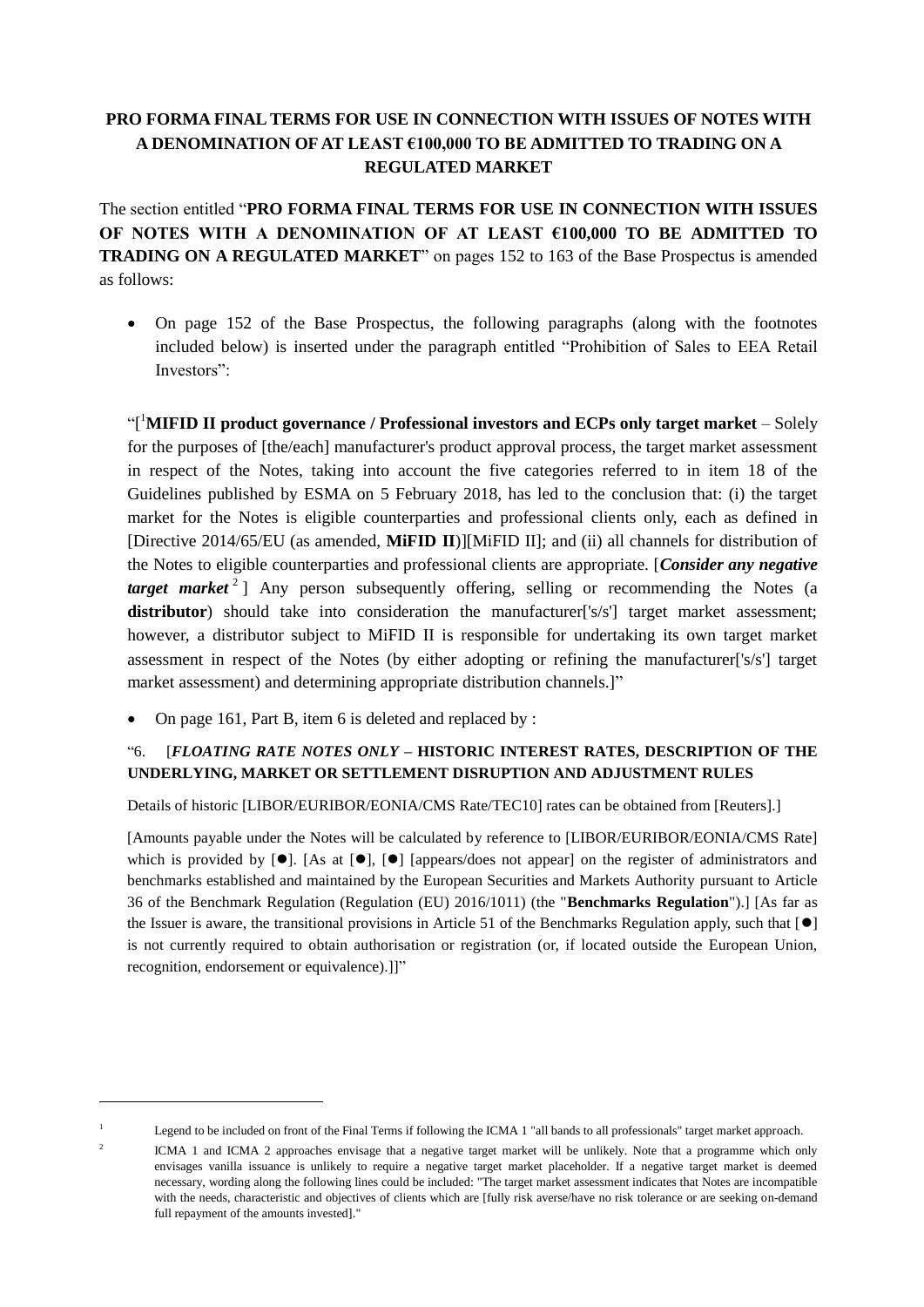**PRO FORMA FINAL TERMS FOR USE IN CONNECTION WITH ISSUES OF NOTES WITH A DENOMINATION OF AT LEAST €100,000 TO BE ADMITTED TO TRADING ON A REGULATED MARKET**

The section entitled "**PRO FORMA FINAL TERMS FOR USE IN CONNECTION WITH ISSUES OF NOTES WITH A DENOMINATION OF AT LEAST €100,000 TO BE ADMITTED TO TRADING ON A REGULATED MARKET**" on pages 152 to 163 of the Base Prospectus is amended as follows:

- On page 152 of the Base Prospectus, the following paragraphs (along with the footnotes included below) is inserted under the paragraph entitled "Prohibition of Sales to EEA Retail Investors":

"[[1]**MIFID II product governance / Professional investors and ECPs only target market** – Solely for the purposes of [the/each] manufacturer's product approval process, the target market assessment in respect of the Notes, taking into account the five categories referred to in item 18 of the Guidelines published by ESMA on 5 February 2018, has led to the conclusion that: (i) the target market for the Notes is eligible counterparties and professional clients only, each as defined in [Directive 2014/65/EU (as amended, **MiFID II**)][MiFID II]; and (ii) all channels for distribution of the Notes to eligible counterparties and professional clients are appropriate. [***Consider any negative target market***[2]] Any person subsequently offering, selling or recommending the Notes (a **distributor**) should take into consideration the manufacturer['s/s'] target market assessment; however, a distributor subject to MiFID II is responsible for undertaking its own target market assessment in respect of the Notes (by either adopting or refining the manufacturer['s/s'] target market assessment) and determining appropriate distribution channels.]"

- On page 161, Part B, item 6 is deleted and replaced by :

"6. [***FLOATING RATE NOTES ONLY*** **– HISTORIC INTEREST RATES, DESCRIPTION OF THE UNDERLYING, MARKET OR SETTLEMENT DISRUPTION AND ADJUSTMENT RULES**

Details of historic [LIBOR/EURIBOR/EONIA/CMS Rate/TEC10] rates can be obtained from [Reuters].]

[Amounts payable under the Notes will be calculated by reference to [LIBOR/EURIBOR/EONIA/CMS Rate] which is provided by [●]. [As at [●], [●] [appears/does not appear] on the register of administrators and benchmarks established and maintained by the European Securities and Markets Authority pursuant to Article 36 of the Benchmark Regulation (Regulation (EU) 2016/1011) (the "**Benchmarks Regulation**").] [As far as the Issuer is aware, the transitional provisions in Article 51 of the Benchmarks Regulation apply, such that [●] is not currently required to obtain authorisation or registration (or, if located outside the European Union, recognition, endorsement or equivalence).]]"

---

[1] Legend to be included on front of the Final Terms if following the ICMA 1 "all bands to all professionals" target market approach.

[2] ICMA 1 and ICMA 2 approaches envisage that a negative target market will be unlikely. Note that a programme which only envisages vanilla issuance is unlikely to require a negative target market placeholder. If a negative target market is deemed necessary, wording along the following lines could be included: "The target market assessment indicates that Notes are incompatible with the needs, characteristic and objectives of clients which are [fully risk averse/have no risk tolerance or are seeking on-demand full repayment of the amounts invested]."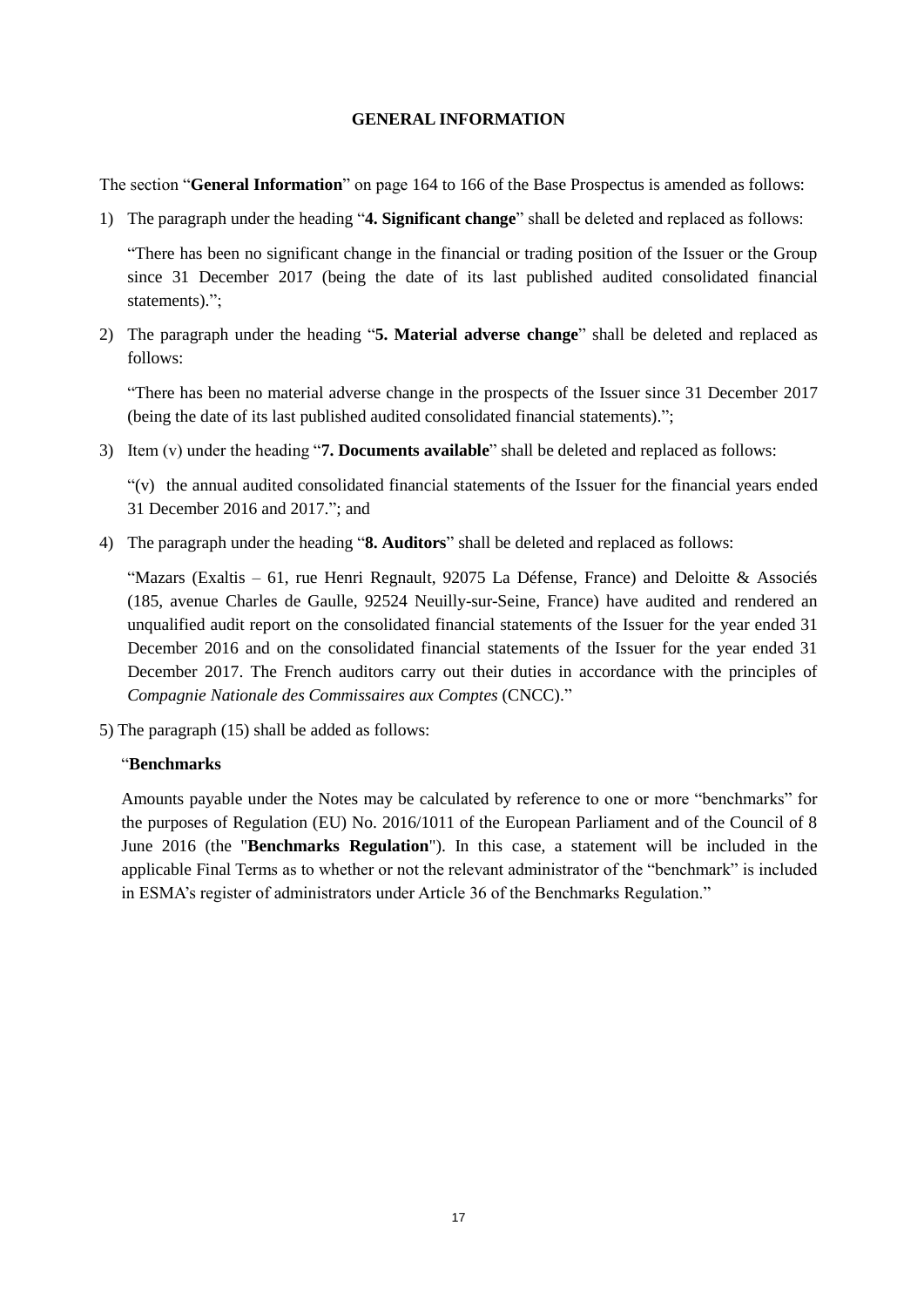# GENERAL INFORMATION

The section "**General Information**" on page 164 to 166 of the Base Prospectus is amended as follows:

1) The paragraph under the heading "**4. Significant change**" shall be deleted and replaced as follows:

   "There has been no significant change in the financial or trading position of the Issuer or the Group since 31 December 2017 (being the date of its last published audited consolidated financial statements).";

2) The paragraph under the heading "**5. Material adverse change**" shall be deleted and replaced as follows:

   "There has been no material adverse change in the prospects of the Issuer since 31 December 2017 (being the date of its last published audited consolidated financial statements).";

3) Item (v) under the heading "**7. Documents available**" shall be deleted and replaced as follows:

   "(v) the annual audited consolidated financial statements of the Issuer for the financial years ended 31 December 2016 and 2017."; and

4) The paragraph under the heading "**8. Auditors**" shall be deleted and replaced as follows:

   "Mazars (Exaltis – 61, rue Henri Regnault, 92075 La Défense, France) and Deloitte & Associés (185, avenue Charles de Gaulle, 92524 Neuilly-sur-Seine, France) have audited and rendered an unqualified audit report on the consolidated financial statements of the Issuer for the year ended 31 December 2016 and on the consolidated financial statements of the Issuer for the year ended 31 December 2017. The French auditors carry out their duties in accordance with the principles of *Compagnie Nationale des Commissaires aux Comptes* (CNCC)."

5) The paragraph (15) shall be added as follows:

   "**Benchmarks**

   Amounts payable under the Notes may be calculated by reference to one or more "benchmarks" for the purposes of Regulation (EU) No. 2016/1011 of the European Parliament and of the Council of 8 June 2016 (the "**Benchmarks Regulation**"). In this case, a statement will be included in the applicable Final Terms as to whether or not the relevant administrator of the "benchmark" is included in ESMA's register of administrators under Article 36 of the Benchmarks Regulation."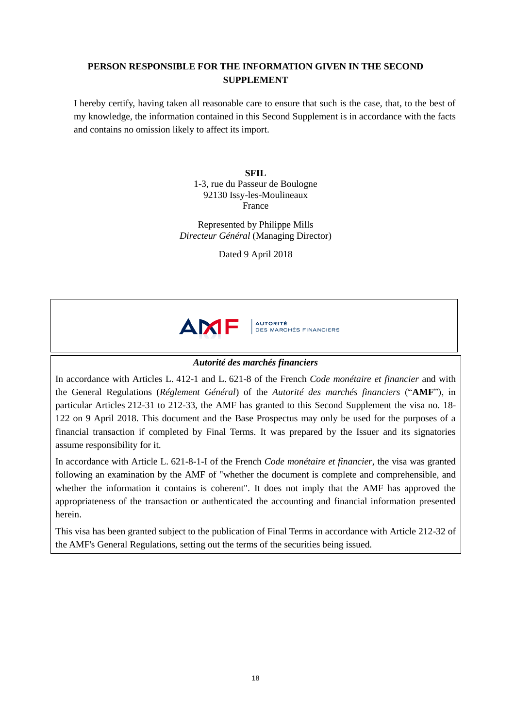## PERSON RESPONSIBLE FOR THE INFORMATION GIVEN IN THE SECOND SUPPLEMENT

I hereby certify, having taken all reasonable care to ensure that such is the case, that, to the best of my knowledge, the information contained in this Second Supplement is in accordance with the facts and contains no omission likely to affect its import.

**SFIL**
1-3, rue du Passeur de Boulogne
92130 Issy-les-Moulineaux
France

Represented by Philippe Mills
*Directeur Général* (Managing Director)

Dated 9 April 2018

AMF AUTORITÉ DES MARCHÉS FINANCIERS

***Autorité des marchés financiers***

In accordance with Articles L. 412-1 and L. 621-8 of the French *Code monétaire et financier* and with the General Regulations (*Réglement Général*) of the *Autorité des marchés financiers* ("**AMF**"), in particular Articles 212-31 to 212-33, the AMF has granted to this Second Supplement the visa no. 18-122 on 9 April 2018. This document and the Base Prospectus may only be used for the purposes of a financial transaction if completed by Final Terms. It was prepared by the Issuer and its signatories assume responsibility for it.

In accordance with Article L. 621-8-1-I of the French *Code monétaire et financier*, the visa was granted following an examination by the AMF of "whether the document is complete and comprehensible, and whether the information it contains is coherent". It does not imply that the AMF has approved the appropriateness of the transaction or authenticated the accounting and financial information presented herein.

This visa has been granted subject to the publication of Final Terms in accordance with Article 212-32 of the AMF's General Regulations, setting out the terms of the securities being issued.